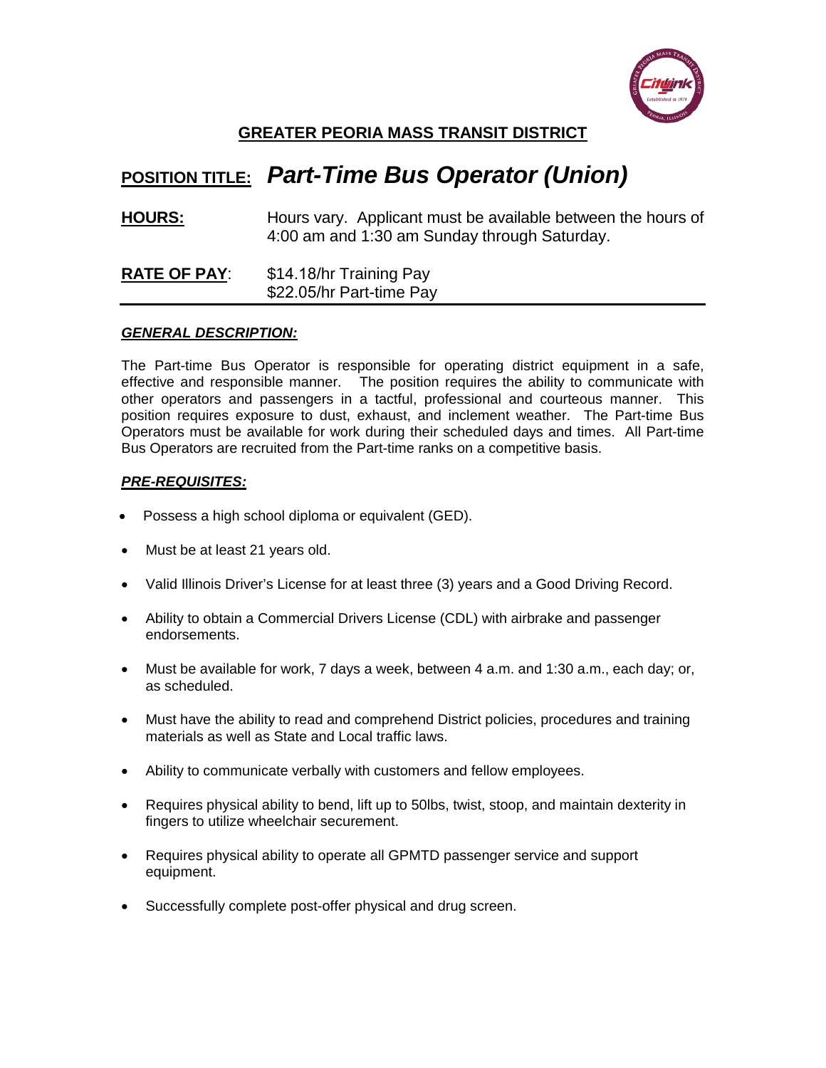## GREATER PEORIA MASS TRANSIT DISTRICT

# POSITION TITLE: *Part-Time Bus Operator (Union)*

**HOURS:** Hours vary. Applicant must be available between the hours of 4:00 am and 1:30 am Sunday through Saturday.

**RATE OF PAY**: $14.18/hr Training Pay
$22.05/hr Part-time Pay

---

### *GENERAL DESCRIPTION:*

The Part-time Bus Operator is responsible for operating district equipment in a safe, effective and responsible manner. The position requires the ability to communicate with other operators and passengers in a tactful, professional and courteous manner. This position requires exposure to dust, exhaust, and inclement weather. The Part-time Bus Operators must be available for work during their scheduled days and times. All Part-time Bus Operators are recruited from the Part-time ranks on a competitive basis.

### *PRE-REQUISITES:*

- Possess a high school diploma or equivalent (GED).
- Must be at least 21 years old.
- Valid Illinois Driver's License for at least three (3) years and a Good Driving Record.
- Ability to obtain a Commercial Drivers License (CDL) with airbrake and passenger endorsements.
- Must be available for work, 7 days a week, between 4 a.m. and 1:30 a.m., each day; or, as scheduled.
- Must have the ability to read and comprehend District policies, procedures and training materials as well as State and Local traffic laws.
- Ability to communicate verbally with customers and fellow employees.
- Requires physical ability to bend, lift up to 50lbs, twist, stoop, and maintain dexterity in fingers to utilize wheelchair securement.
- Requires physical ability to operate all GPMTD passenger service and support equipment.
- Successfully complete post-offer physical and drug screen.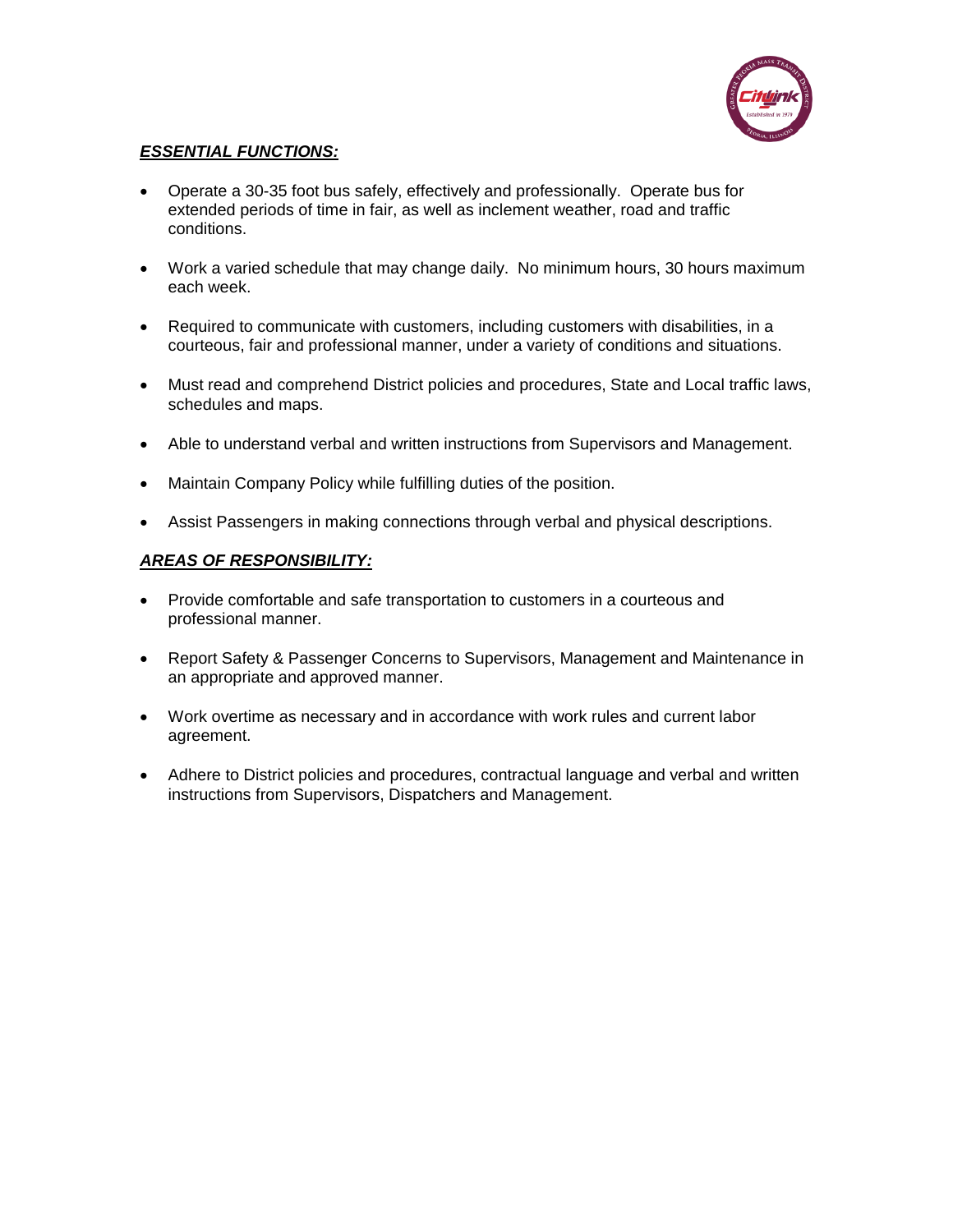***ESSENTIAL FUNCTIONS:***

- Operate a 30-35 foot bus safely, effectively and professionally. Operate bus for extended periods of time in fair, as well as inclement weather, road and traffic conditions.
- Work a varied schedule that may change daily. No minimum hours, 30 hours maximum each week.
- Required to communicate with customers, including customers with disabilities, in a courteous, fair and professional manner, under a variety of conditions and situations.
- Must read and comprehend District policies and procedures, State and Local traffic laws, schedules and maps.
- Able to understand verbal and written instructions from Supervisors and Management.
- Maintain Company Policy while fulfilling duties of the position.
- Assist Passengers in making connections through verbal and physical descriptions.

***AREAS OF RESPONSIBILITY:***

- Provide comfortable and safe transportation to customers in a courteous and professional manner.
- Report Safety & Passenger Concerns to Supervisors, Management and Maintenance in an appropriate and approved manner.
- Work overtime as necessary and in accordance with work rules and current labor agreement.
- Adhere to District policies and procedures, contractual language and verbal and written instructions from Supervisors, Dispatchers and Management.